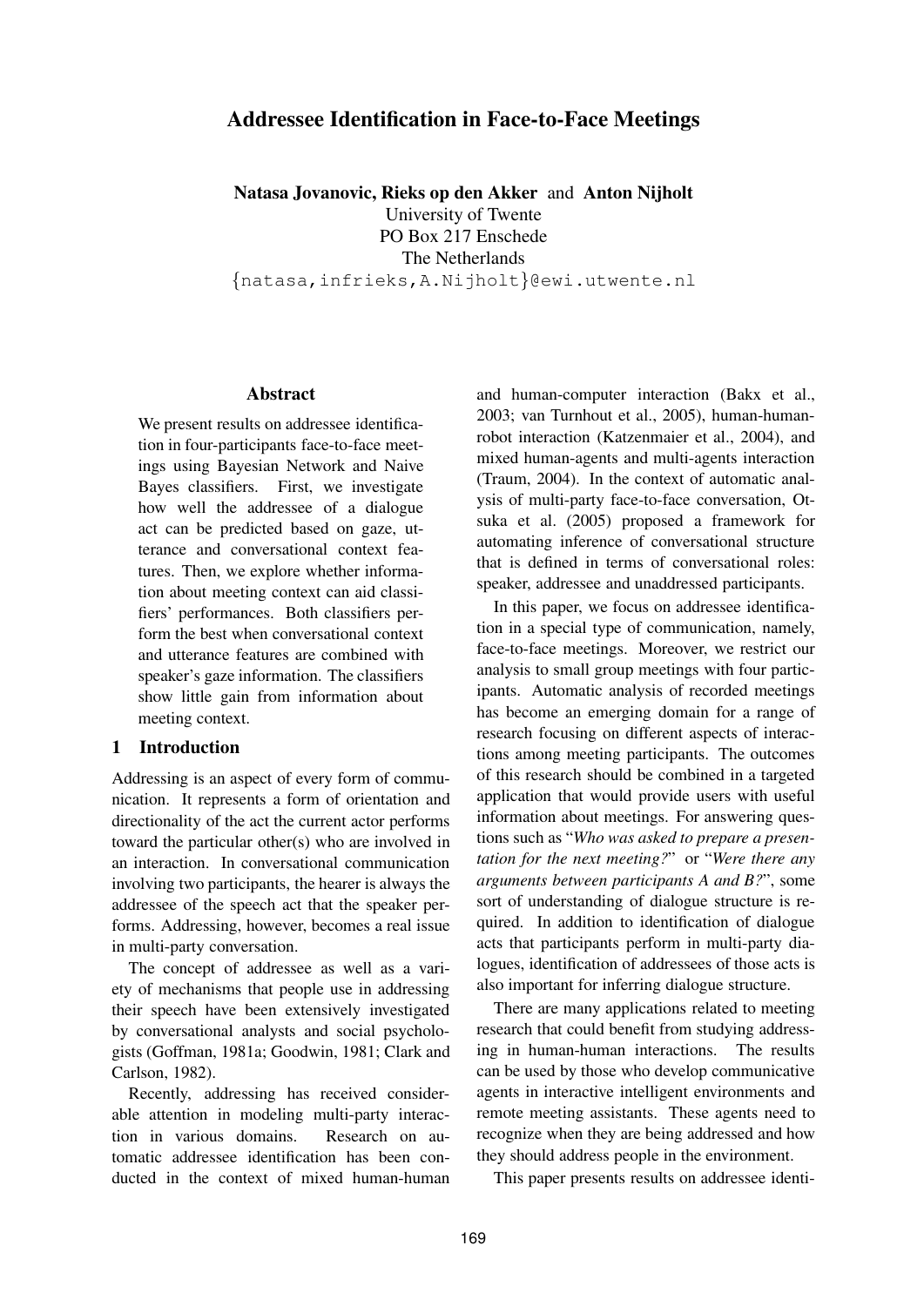# Addressee Identification in Face-to-Face Meetings

**Natasa Jovanovic, Rieks op den Akker** and **Anton Nijholt**
University of Twente
PO Box 217 Enschede
The Netherlands
{natasa,infrieks,A.Nijholt}@ewi.utwente.nl

## Abstract

We present results on addressee identification in four-participants face-to-face meetings using Bayesian Network and Naive Bayes classifiers. First, we investigate how well the addressee of a dialogue act can be predicted based on gaze, utterance and conversational context features. Then, we explore whether information about meeting context can aid classifiers' performances. Both classifiers perform the best when conversational context and utterance features are combined with speaker's gaze information. The classifiers show little gain from information about meeting context.

## 1 Introduction

Addressing is an aspect of every form of communication. It represents a form of orientation and directionality of the act the current actor performs toward the particular other(s) who are involved in an interaction. In conversational communication involving two participants, the hearer is always the addressee of the speech act that the speaker performs. Addressing, however, becomes a real issue in multi-party conversation.

The concept of addressee as well as a variety of mechanisms that people use in addressing their speech have been extensively investigated by conversational analysts and social psychologists (Goffman, 1981a; Goodwin, 1981; Clark and Carlson, 1982).

Recently, addressing has received considerable attention in modeling multi-party interaction in various domains. Research on automatic addressee identification has been conducted in the context of mixed human-human and human-computer interaction (Bakx et al., 2003; van Turnhout et al., 2005), human-human-robot interaction (Katzenmaier et al., 2004), and mixed human-agents and multi-agents interaction (Traum, 2004). In the context of automatic analysis of multi-party face-to-face conversation, Otsuka et al. (2005) proposed a framework for automating inference of conversational structure that is defined in terms of conversational roles: speaker, addressee and unaddressed participants.

In this paper, we focus on addressee identification in a special type of communication, namely, face-to-face meetings. Moreover, we restrict our analysis to small group meetings with four participants. Automatic analysis of recorded meetings has become an emerging domain for a range of research focusing on different aspects of interactions among meeting participants. The outcomes of this research should be combined in a targeted application that would provide users with useful information about meetings. For answering questions such as "*Who was asked to prepare a presentation for the next meeting?*" or "*Were there any arguments between participants A and B?*", some sort of understanding of dialogue structure is required. In addition to identification of dialogue acts that participants perform in multi-party dialogues, identification of addressees of those acts is also important for inferring dialogue structure.

There are many applications related to meeting research that could benefit from studying addressing in human-human interactions. The results can be used by those who develop communicative agents in interactive intelligent environments and remote meeting assistants. These agents need to recognize when they are being addressed and how they should address people in the environment.

This paper presents results on addressee identi-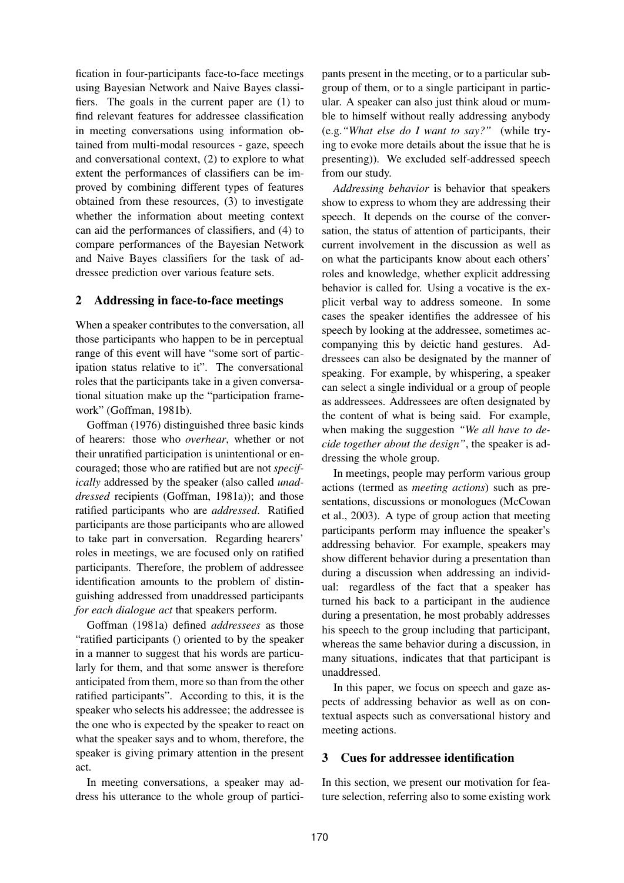fication in four-participants face-to-face meetings using Bayesian Network and Naive Bayes classifiers. The goals in the current paper are (1) to find relevant features for addressee classification in meeting conversations using information obtained from multi-modal resources - gaze, speech and conversational context, (2) to explore to what extent the performances of classifiers can be improved by combining different types of features obtained from these resources, (3) to investigate whether the information about meeting context can aid the performances of classifiers, and (4) to compare performances of the Bayesian Network and Naive Bayes classifiers for the task of addressee prediction over various feature sets.

## 2 Addressing in face-to-face meetings

When a speaker contributes to the conversation, all those participants who happen to be in perceptual range of this event will have "some sort of participation status relative to it". The conversational roles that the participants take in a given conversational situation make up the "participation framework" (Goffman, 1981b).

Goffman (1976) distinguished three basic kinds of hearers: those who *overhear*, whether or not their unratified participation is unintentional or encouraged; those who are ratified but are not *specifically* addressed by the speaker (also called *unaddressed* recipients (Goffman, 1981a)); and those ratified participants who are *addressed*. Ratified participants are those participants who are allowed to take part in conversation. Regarding hearers' roles in meetings, we are focused only on ratified participants. Therefore, the problem of addressee identification amounts to the problem of distinguishing addressed from unaddressed participants *for each dialogue act* that speakers perform.

Goffman (1981a) defined *addressees* as those "ratified participants () oriented to by the speaker in a manner to suggest that his words are particularly for them, and that some answer is therefore anticipated from them, more so than from the other ratified participants". According to this, it is the speaker who selects his addressee; the addressee is the one who is expected by the speaker to react on what the speaker says and to whom, therefore, the speaker is giving primary attention in the present act.

In meeting conversations, a speaker may address his utterance to the whole group of participants present in the meeting, or to a particular subgroup of them, or to a single participant in particular. A speaker can also just think aloud or mumble to himself without really addressing anybody (e.g.*"What else do I want to say?"* (while trying to evoke more details about the issue that he is presenting)). We excluded self-addressed speech from our study.

*Addressing behavior* is behavior that speakers show to express to whom they are addressing their speech. It depends on the course of the conversation, the status of attention of participants, their current involvement in the discussion as well as on what the participants know about each others' roles and knowledge, whether explicit addressing behavior is called for. Using a vocative is the explicit verbal way to address someone. In some cases the speaker identifies the addressee of his speech by looking at the addressee, sometimes accompanying this by deictic hand gestures. Addressees can also be designated by the manner of speaking. For example, by whispering, a speaker can select a single individual or a group of people as addressees. Addressees are often designated by the content of what is being said. For example, when making the suggestion *"We all have to decide together about the design"*, the speaker is addressing the whole group.

In meetings, people may perform various group actions (termed as *meeting actions*) such as presentations, discussions or monologues (McCowan et al., 2003). A type of group action that meeting participants perform may influence the speaker's addressing behavior. For example, speakers may show different behavior during a presentation than during a discussion when addressing an individual: regardless of the fact that a speaker has turned his back to a participant in the audience during a presentation, he most probably addresses his speech to the group including that participant, whereas the same behavior during a discussion, in many situations, indicates that that participant is unaddressed.

In this paper, we focus on speech and gaze aspects of addressing behavior as well as on contextual aspects such as conversational history and meeting actions.

## 3 Cues for addressee identification

In this section, we present our motivation for feature selection, referring also to some existing work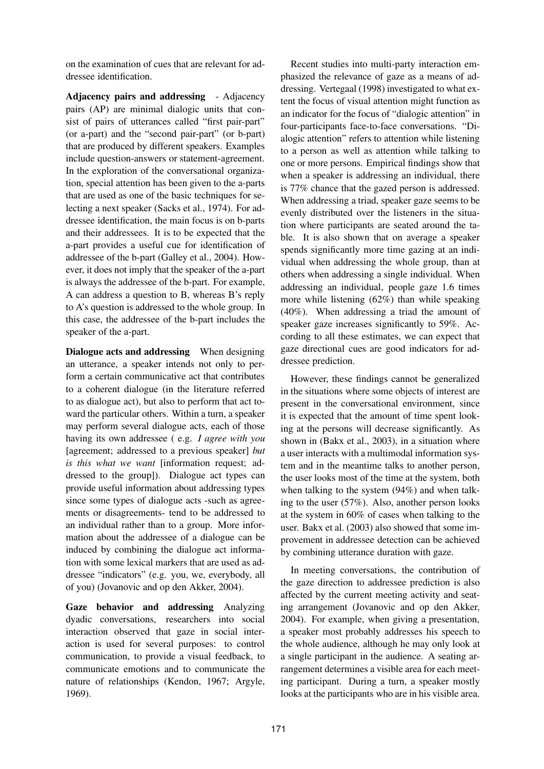on the examination of cues that are relevant for addressee identification.

**Adjacency pairs and addressing** - Adjacency pairs (AP) are minimal dialogic units that consist of pairs of utterances called "first pair-part" (or a-part) and the "second pair-part" (or b-part) that are produced by different speakers. Examples include question-answers or statement-agreement. In the exploration of the conversational organization, special attention has been given to the a-parts that are used as one of the basic techniques for selecting a next speaker (Sacks et al., 1974). For addressee identification, the main focus is on b-parts and their addressees. It is to be expected that the a-part provides a useful cue for identification of addressee of the b-part (Galley et al., 2004). However, it does not imply that the speaker of the a-part is always the addressee of the b-part. For example, A can address a question to B, whereas B's reply to A's question is addressed to the whole group. In this case, the addressee of the b-part includes the speaker of the a-part.

**Dialogue acts and addressing** When designing an utterance, a speaker intends not only to perform a certain communicative act that contributes to a coherent dialogue (in the literature referred to as dialogue act), but also to perform that act toward the particular others. Within a turn, a speaker may perform several dialogue acts, each of those having its own addressee ( e.g. *I agree with you* [agreement; addressed to a previous speaker] *but is this what we want* [information request; addressed to the group]). Dialogue act types can provide useful information about addressing types since some types of dialogue acts -such as agreements or disagreements- tend to be addressed to an individual rather than to a group. More information about the addressee of a dialogue can be induced by combining the dialogue act information with some lexical markers that are used as addressee "indicators" (e.g. you, we, everybody, all of you) (Jovanovic and op den Akker, 2004).

**Gaze behavior and addressing** Analyzing dyadic conversations, researchers into social interaction observed that gaze in social interaction is used for several purposes: to control communication, to provide a visual feedback, to communicate emotions and to communicate the nature of relationships (Kendon, 1967; Argyle, 1969).

Recent studies into multi-party interaction emphasized the relevance of gaze as a means of addressing. Vertegaal (1998) investigated to what extent the focus of visual attention might function as an indicator for the focus of "dialogic attention" in four-participants face-to-face conversations. "Dialogic attention" refers to attention while listening to a person as well as attention while talking to one or more persons. Empirical findings show that when a speaker is addressing an individual, there is 77% chance that the gazed person is addressed. When addressing a triad, speaker gaze seems to be evenly distributed over the listeners in the situation where participants are seated around the table. It is also shown that on average a speaker spends significantly more time gazing at an individual when addressing the whole group, than at others when addressing a single individual. When addressing an individual, people gaze 1.6 times more while listening (62%) than while speaking (40%). When addressing a triad the amount of speaker gaze increases significantly to 59%. According to all these estimates, we can expect that gaze directional cues are good indicators for addressee prediction.

However, these findings cannot be generalized in the situations where some objects of interest are present in the conversational environment, since it is expected that the amount of time spent looking at the persons will decrease significantly. As shown in (Bakx et al., 2003), in a situation where a user interacts with a multimodal information system and in the meantime talks to another person, the user looks most of the time at the system, both when talking to the system (94%) and when talking to the user (57%). Also, another person looks at the system in 60% of cases when talking to the user. Bakx et al. (2003) also showed that some improvement in addressee detection can be achieved by combining utterance duration with gaze.

In meeting conversations, the contribution of the gaze direction to addressee prediction is also affected by the current meeting activity and seating arrangement (Jovanovic and op den Akker, 2004). For example, when giving a presentation, a speaker most probably addresses his speech to the whole audience, although he may only look at a single participant in the audience. A seating arrangement determines a visible area for each meeting participant. During a turn, a speaker mostly looks at the participants who are in his visible area.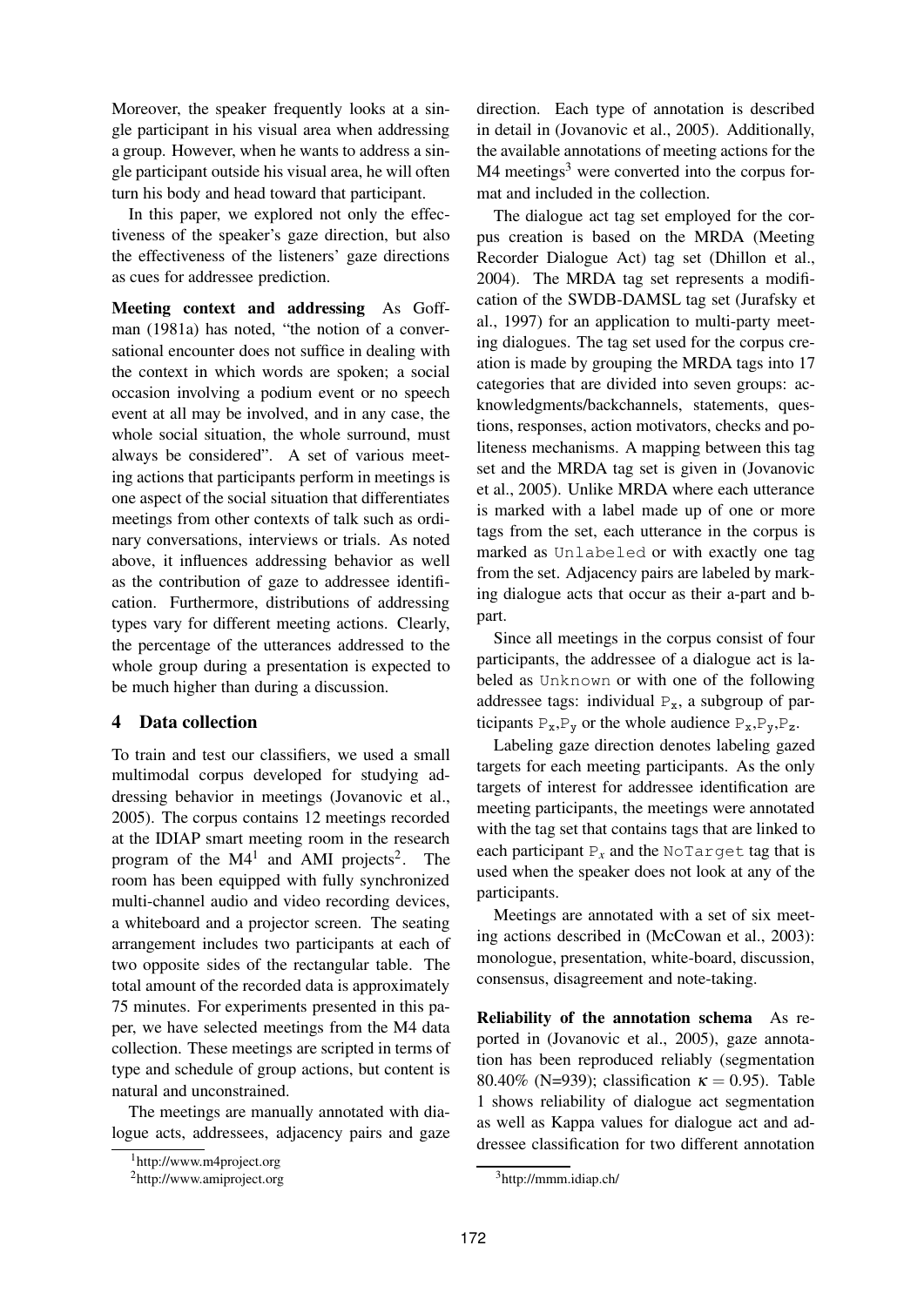Moreover, the speaker frequently looks at a single participant in his visual area when addressing a group. However, when he wants to address a single participant outside his visual area, he will often turn his body and head toward that participant.

In this paper, we explored not only the effectiveness of the speaker's gaze direction, but also the effectiveness of the listeners' gaze directions as cues for addressee prediction.

**Meeting context and addressing** As Goffman (1981a) has noted, "the notion of a conversational encounter does not suffice in dealing with the context in which words are spoken; a social occasion involving a podium event or no speech event at all may be involved, and in any case, the whole social situation, the whole surround, must always be considered". A set of various meeting actions that participants perform in meetings is one aspect of the social situation that differentiates meetings from other contexts of talk such as ordinary conversations, interviews or trials. As noted above, it influences addressing behavior as well as the contribution of gaze to addressee identification. Furthermore, distributions of addressing types vary for different meeting actions. Clearly, the percentage of the utterances addressed to the whole group during a presentation is expected to be much higher than during a discussion.

## 4 Data collection

To train and test our classifiers, we used a small multimodal corpus developed for studying addressing behavior in meetings (Jovanovic et al., 2005). The corpus contains 12 meetings recorded at the IDIAP smart meeting room in the research program of the M4[1] and AMI projects[2]. The room has been equipped with fully synchronized multi-channel audio and video recording devices, a whiteboard and a projector screen. The seating arrangement includes two participants at each of two opposite sides of the rectangular table. The total amount of the recorded data is approximately 75 minutes. For experiments presented in this paper, we have selected meetings from the M4 data collection. These meetings are scripted in terms of type and schedule of group actions, but content is natural and unconstrained.

The meetings are manually annotated with dialogue acts, addressees, adjacency pairs and gaze direction. Each type of annotation is described in detail in (Jovanovic et al., 2005). Additionally, the available annotations of meeting actions for the M4 meetings[3] were converted into the corpus format and included in the collection.

The dialogue act tag set employed for the corpus creation is based on the MRDA (Meeting Recorder Dialogue Act) tag set (Dhillon et al., 2004). The MRDA tag set represents a modification of the SWDB-DAMSL tag set (Jurafsky et al., 1997) for an application to multi-party meeting dialogues. The tag set used for the corpus creation is made by grouping the MRDA tags into 17 categories that are divided into seven groups: acknowledgments/backchannels, statements, questions, responses, action motivators, checks and politeness mechanisms. A mapping between this tag set and the MRDA tag set is given in (Jovanovic et al., 2005). Unlike MRDA where each utterance is marked with a label made up of one or more tags from the set, each utterance in the corpus is marked as `Unlabeled` or with exactly one tag from the set. Adjacency pairs are labeled by marking dialogue acts that occur as their a-part and b-part.

Since all meetings in the corpus consist of four participants, the addressee of a dialogue act is labeled as `Unknown` or with one of the following addressee tags: individual $\mathtt{P_x}$, a subgroup of participants $\mathtt{P_x}$,$\mathtt{P_y}$ or the whole audience $\mathtt{P_x}$,$\mathtt{P_y}$,$\mathtt{P_z}$.

Labeling gaze direction denotes labeling gazed targets for each meeting participants. As the only targets of interest for addressee identification are meeting participants, the meetings were annotated with the tag set that contains tags that are linked to each participant $\mathtt{P}_x$ and the `NoTarget` tag that is used when the speaker does not look at any of the participants.

Meetings are annotated with a set of six meeting actions described in (McCowan et al., 2003): monologue, presentation, white-board, discussion, consensus, disagreement and note-taking.

**Reliability of the annotation schema** As reported in (Jovanovic et al., 2005), gaze annotation has been reproduced reliably (segmentation 80.40% (N=939); classification $\kappa = 0.95$). Table 1 shows reliability of dialogue act segmentation as well as Kappa values for dialogue act and addressee classification for two different annotation

[1] http://www.m4project.org

[2] http://www.amiproject.org

[3] http://mmm.idiap.ch/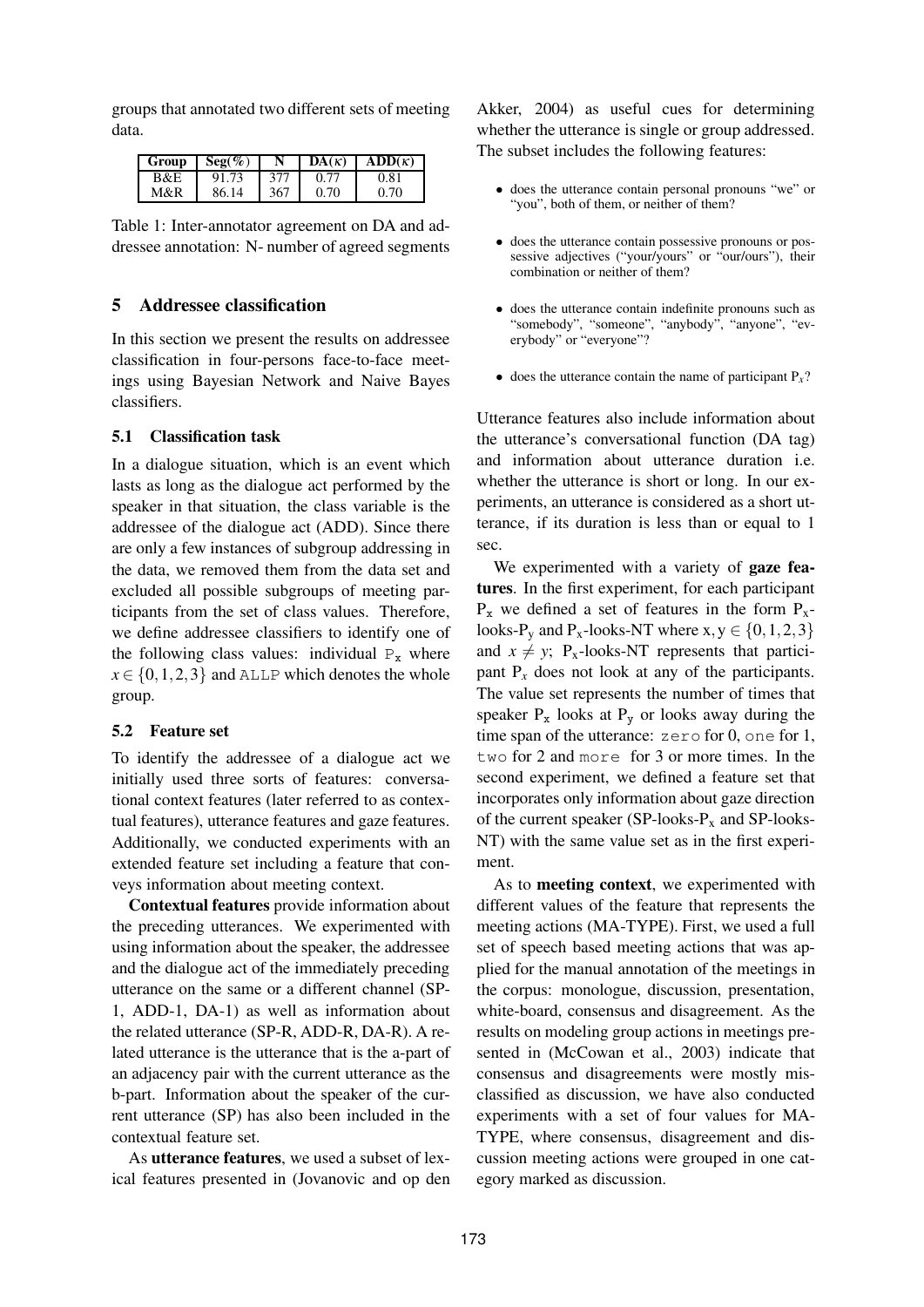groups that annotated two different sets of meeting data.

| Group | Seg(%) | N | DA($\kappa$) | ADD($\kappa$) |
|---|---|---|---|---|
| B&E | 91.73 | 377 | 0.77 | 0.81 |
| M&R | 86.14 | 367 | 0.70 | 0.70 |

Table 1: Inter-annotator agreement on DA and addressee annotation: N- number of agreed segments

## 5 Addressee classification

In this section we present the results on addressee classification in four-persons face-to-face meetings using Bayesian Network and Naive Bayes classifiers.

### 5.1 Classification task

In a dialogue situation, which is an event which lasts as long as the dialogue act performed by the speaker in that situation, the class variable is the addressee of the dialogue act (ADD). Since there are only a few instances of subgroup addressing in the data, we removed them from the data set and excluded all possible subgroups of meeting participants from the set of class values. Therefore, we define addressee classifiers to identify one of the following class values: individual $P_x$ where $x \in \{0,1,2,3\}$ and `ALLP` which denotes the whole group.

### 5.2 Feature set

To identify the addressee of a dialogue act we initially used three sorts of features: conversational context features (later referred to as contextual features), utterance features and gaze features. Additionally, we conducted experiments with an extended feature set including a feature that conveys information about meeting context.

**Contextual features** provide information about the preceding utterances. We experimented with using information about the speaker, the addressee and the dialogue act of the immediately preceding utterance on the same or a different channel (SP-1, ADD-1, DA-1) as well as information about the related utterance (SP-R, ADD-R, DA-R). A related utterance is the utterance that is the a-part of an adjacency pair with the current utterance as the b-part. Information about the speaker of the current utterance (SP) has also been included in the contextual feature set.

As **utterance features**, we used a subset of lexical features presented in (Jovanovic and op den Akker, 2004) as useful cues for determining whether the utterance is single or group addressed. The subset includes the following features:

- does the utterance contain personal pronouns "we" or "you", both of them, or neither of them?
- does the utterance contain possessive pronouns or possessive adjectives ("your/yours" or "our/ours"), their combination or neither of them?
- does the utterance contain indefinite pronouns such as "somebody", "someone", "anybody", "anyone", "everybody" or "everyone"?
- does the utterance contain the name of participant $P_x$?

Utterance features also include information about the utterance's conversational function (DA tag) and information about utterance duration i.e. whether the utterance is short or long. In our experiments, an utterance is considered as a short utterance, if its duration is less than or equal to 1 sec.

We experimented with a variety of **gaze features**. In the first experiment, for each participant $P_x$ we defined a set of features in the form $P_x$-looks-$P_y$ and $P_x$-looks-NT where $x, y \in \{0,1,2,3\}$ and $x \neq y$; $P_x$-looks-NT represents that participant $P_x$ does not look at any of the participants. The value set represents the number of times that speaker $P_x$ looks at $P_y$ or looks away during the time span of the utterance: `zero` for 0, `one` for 1, `two` for 2 and `more` for 3 or more times. In the second experiment, we defined a feature set that incorporates only information about gaze direction of the current speaker (SP-looks-$P_x$ and SP-looks-NT) with the same value set as in the first experiment.

As to **meeting context**, we experimented with different values of the feature that represents the meeting actions (MA-TYPE). First, we used a full set of speech based meeting actions that was applied for the manual annotation of the meetings in the corpus: monologue, discussion, presentation, white-board, consensus and disagreement. As the results on modeling group actions in meetings presented in (McCowan et al., 2003) indicate that consensus and disagreements were mostly misclassified as discussion, we have also conducted experiments with a set of four values for MA-TYPE, where consensus, disagreement and discussion meeting actions were grouped in one category marked as discussion.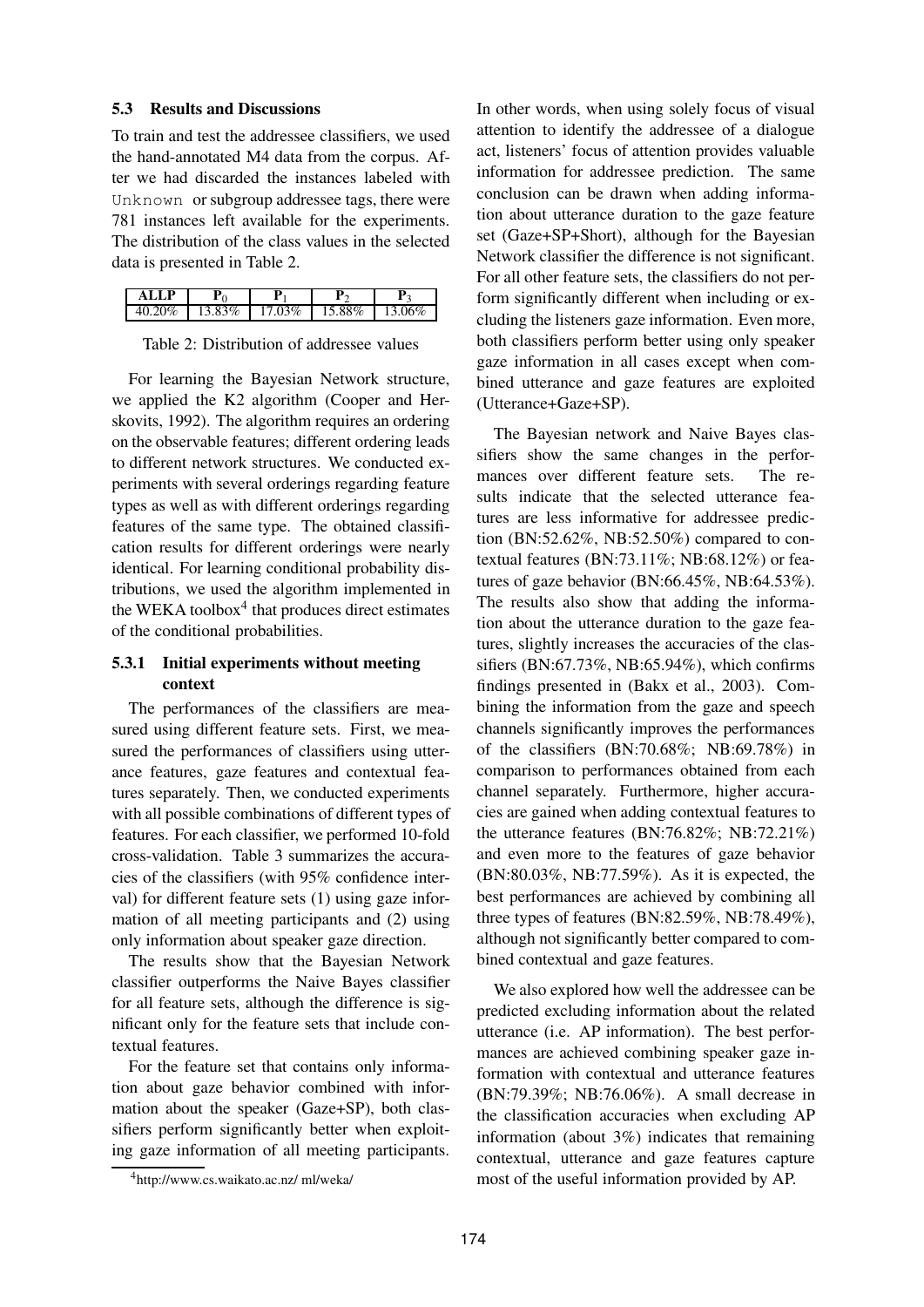### 5.3 Results and Discussions

To train and test the addressee classifiers, we used the hand-annotated M4 data from the corpus. After we had discarded the instances labeled with `Unknown` or subgroup addressee tags, there were 781 instances left available for the experiments. The distribution of the class values in the selected data is presented in Table 2.

| ALLP | $P_0$ | $P_1$ | $P_2$ | $P_3$ |
|---|---|---|---|---|
| 40.20% | 13.83% | 17.03% | 15.88% | 13.06% |

Table 2: Distribution of addressee values

For learning the Bayesian Network structure, we applied the K2 algorithm (Cooper and Herskovits, 1992). The algorithm requires an ordering on the observable features; different ordering leads to different network structures. We conducted experiments with several orderings regarding feature types as well as with different orderings regarding features of the same type. The obtained classification results for different orderings were nearly identical. For learning conditional probability distributions, we used the algorithm implemented in the WEKA toolbox[4] that produces direct estimates of the conditional probabilities.

#### 5.3.1 Initial experiments without meeting context

The performances of the classifiers are measured using different feature sets. First, we measured the performances of classifiers using utterance features, gaze features and contextual features separately. Then, we conducted experiments with all possible combinations of different types of features. For each classifier, we performed 10-fold cross-validation. Table 3 summarizes the accuracies of the classifiers (with 95% confidence interval) for different feature sets (1) using gaze information of all meeting participants and (2) using only information about speaker gaze direction.

The results show that the Bayesian Network classifier outperforms the Naive Bayes classifier for all feature sets, although the difference is significant only for the feature sets that include contextual features.

For the feature set that contains only information about gaze behavior combined with information about the speaker (Gaze+SP), both classifiers perform significantly better when exploiting gaze information of all meeting participants. In other words, when using solely focus of visual attention to identify the addressee of a dialogue act, listeners' focus of attention provides valuable information for addressee prediction. The same conclusion can be drawn when adding information about utterance duration to the gaze feature set (Gaze+SP+Short), although for the Bayesian Network classifier the difference is not significant. For all other feature sets, the classifiers do not perform significantly different when including or excluding the listeners gaze information. Even more, both classifiers perform better using only speaker gaze information in all cases except when combined utterance and gaze features are exploited (Utterance+Gaze+SP).

The Bayesian network and Naive Bayes classifiers show the same changes in the performances over different feature sets. The results indicate that the selected utterance features are less informative for addressee prediction (BN:52.62%, NB:52.50%) compared to contextual features (BN:73.11%; NB:68.12%) or features of gaze behavior (BN:66.45%, NB:64.53%). The results also show that adding the information about the utterance duration to the gaze features, slightly increases the accuracies of the classifiers (BN:67.73%, NB:65.94%), which confirms findings presented in (Bakx et al., 2003). Combining the information from the gaze and speech channels significantly improves the performances of the classifiers (BN:70.68%; NB:69.78%) in comparison to performances obtained from each channel separately. Furthermore, higher accuracies are gained when adding contextual features to the utterance features (BN:76.82%; NB:72.21%) and even more to the features of gaze behavior (BN:80.03%, NB:77.59%). As it is expected, the best performances are achieved by combining all three types of features (BN:82.59%, NB:78.49%), although not significantly better compared to combined contextual and gaze features.

We also explored how well the addressee can be predicted excluding information about the related utterance (i.e. AP information). The best performances are achieved combining speaker gaze information with contextual and utterance features (BN:79.39%; NB:76.06%). A small decrease in the classification accuracies when excluding AP information (about 3%) indicates that remaining contextual, utterance and gaze features capture most of the useful information provided by AP.

[4]http://www.cs.waikato.ac.nz/ ml/weka/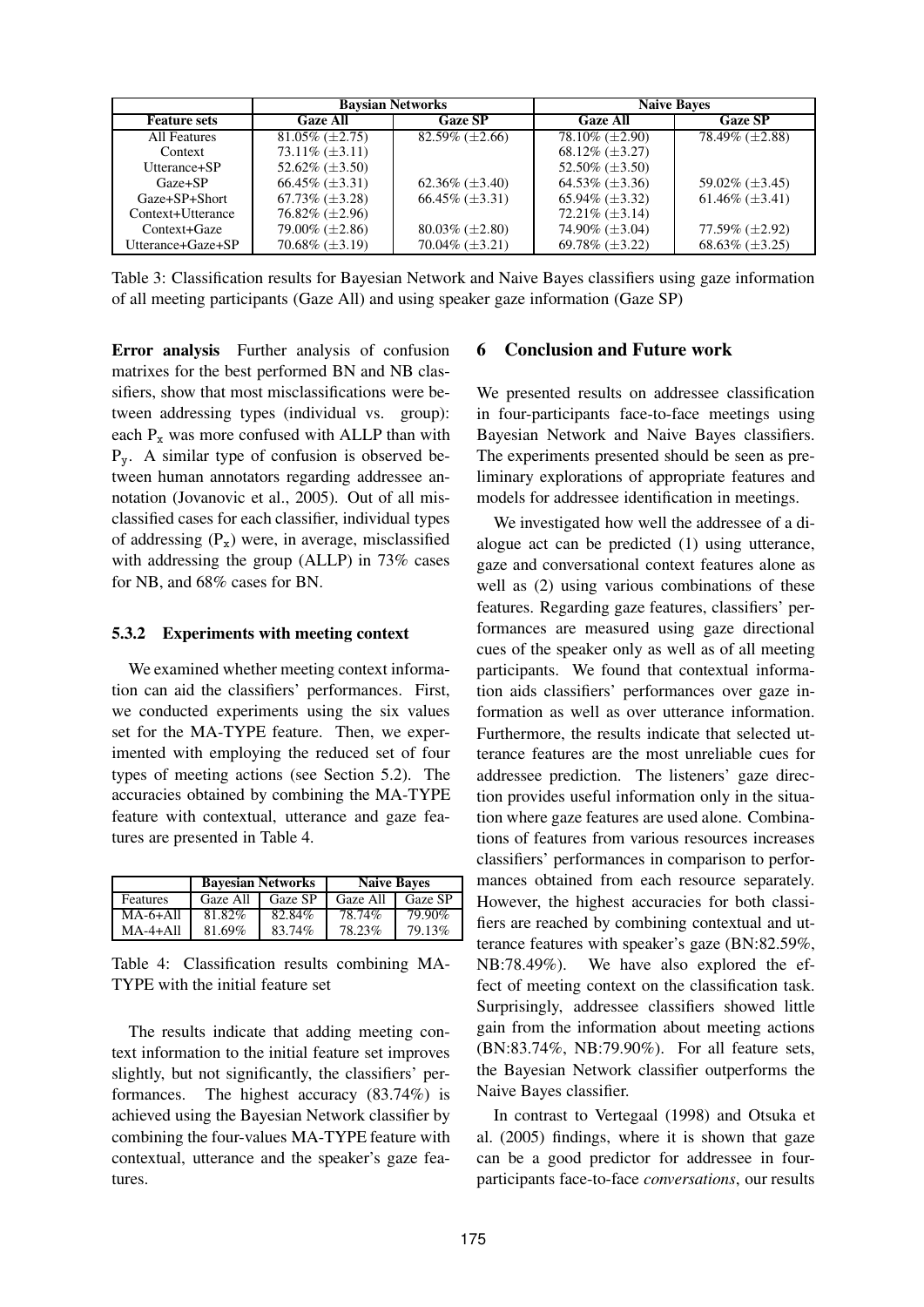| | Baysian Networks | | Naive Bayes | |
|---|---|---|---|---|
| **Feature sets** | **Gaze All** | **Gaze SP** | **Gaze All** | **Gaze SP** |
| All Features | 81.05% (±2.75) | 82.59% (±2.66) | 78.10% (±2.90) | 78.49% (±2.88) |
| Context | 73.11% (±3.11) | | 68.12% (±3.27) | |
| Utterance+SP | 52.62% (±3.50) | | 52.50% (±3.50) | |
| Gaze+SP | 66.45% (±3.31) | 62.36% (±3.40) | 64.53% (±3.36) | 59.02% (±3.45) |
| Gaze+SP+Short | 67.73% (±3.28) | 66.45% (±3.31) | 65.94% (±3.32) | 61.46% (±3.41) |
| Context+Utterance | 76.82% (±2.96) | | 72.21% (±3.14) | |
| Context+Gaze | 79.00% (±2.86) | 80.03% (±2.80) | 74.90% (±3.04) | 77.59% (±2.92) |
| Utterance+Gaze+SP | 70.68% (±3.19) | 70.04% (±3.21) | 69.78% (±3.22) | 68.63% (±3.25) |

Table 3: Classification results for Bayesian Network and Naive Bayes classifiers using gaze information of all meeting participants (Gaze All) and using speaker gaze information (Gaze SP)

**Error analysis** Further analysis of confusion matrixes for the best performed BN and NB classifiers, show that most misclassifications were between addressing types (individual vs. group): each $P_x$ was more confused with ALLP than with $P_y$. A similar type of confusion is observed between human annotators regarding addressee annotation (Jovanovic et al., 2005). Out of all misclassified cases for each classifier, individual types of addressing ($P_x$) were, in average, misclassified with addressing the group (ALLP) in 73% cases for NB, and 68% cases for BN.

#### 5.3.2 Experiments with meeting context

We examined whether meeting context information can aid the classifiers' performances. First, we conducted experiments using the six values set for the MA-TYPE feature. Then, we experimented with employing the reduced set of four types of meeting actions (see Section 5.2). The accuracies obtained by combining the MA-TYPE feature with contextual, utterance and gaze features are presented in Table 4.

| | Bayesian Networks | | Naive Bayes | |
|---|---|---|---|---|
| Features | Gaze All | Gaze SP | Gaze All | Gaze SP |
| MA-6+All | 81.82% | 82.84% | 78.74% | 79.90% |
| MA-4+All | 81.69% | 83.74% | 78.23% | 79.13% |

Table 4: Classification results combining MA-TYPE with the initial feature set

The results indicate that adding meeting context information to the initial feature set improves slightly, but not significantly, the classifiers' performances. The highest accuracy (83.74%) is achieved using the Bayesian Network classifier by combining the four-values MA-TYPE feature with contextual, utterance and the speaker's gaze features.

## 6 Conclusion and Future work

We presented results on addressee classification in four-participants face-to-face meetings using Bayesian Network and Naive Bayes classifiers. The experiments presented should be seen as preliminary explorations of appropriate features and models for addressee identification in meetings.

We investigated how well the addressee of a dialogue act can be predicted (1) using utterance, gaze and conversational context features alone as well as (2) using various combinations of these features. Regarding gaze features, classifiers' performances are measured using gaze directional cues of the speaker only as well as of all meeting participants. We found that contextual information aids classifiers' performances over gaze information as well as over utterance information. Furthermore, the results indicate that selected utterance features are the most unreliable cues for addressee prediction. The listeners' gaze direction provides useful information only in the situation where gaze features are used alone. Combinations of features from various resources increases classifiers' performances in comparison to performances obtained from each resource separately. However, the highest accuracies for both classifiers are reached by combining contextual and utterance features with speaker's gaze (BN:82.59%, NB:78.49%). We have also explored the effect of meeting context on the classification task. Surprisingly, addressee classifiers showed little gain from the information about meeting actions (BN:83.74%, NB:79.90%). For all feature sets, the Bayesian Network classifier outperforms the Naive Bayes classifier.

In contrast to Vertegaal (1998) and Otsuka et al. (2005) findings, where it is shown that gaze can be a good predictor for addressee in four-participants face-to-face *conversations*, our results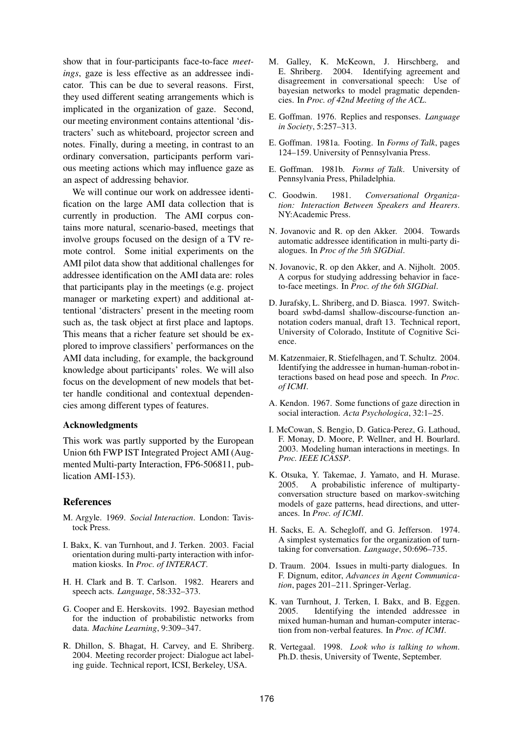show that in four-participants face-to-face *meetings*, gaze is less effective as an addressee indicator. This can be due to several reasons. First, they used different seating arrangements which is implicated in the organization of gaze. Second, our meeting environment contains attentional 'distracters' such as whiteboard, projector screen and notes. Finally, during a meeting, in contrast to an ordinary conversation, participants perform various meeting actions which may influence gaze as an aspect of addressing behavior.

We will continue our work on addressee identification on the large AMI data collection that is currently in production. The AMI corpus contains more natural, scenario-based, meetings that involve groups focused on the design of a TV remote control. Some initial experiments on the AMI pilot data show that additional challenges for addressee identification on the AMI data are: roles that participants play in the meetings (e.g. project manager or marketing expert) and additional attentional 'distracters' present in the meeting room such as, the task object at first place and laptops. This means that a richer feature set should be explored to improve classifiers' performances on the AMI data including, for example, the background knowledge about participants' roles. We will also focus on the development of new models that better handle conditional and contextual dependencies among different types of features.

### Acknowledgments

This work was partly supported by the European Union 6th FWP IST Integrated Project AMI (Augmented Multi-party Interaction, FP6-506811, publication AMI-153).

## References

M. Argyle. 1969. *Social Interaction*. London: Tavistock Press.

I. Bakx, K. van Turnhout, and J. Terken. 2003. Facial orientation during multi-party interaction with information kiosks. In *Proc. of INTERACT*.

H. H. Clark and B. T. Carlson. 1982. Hearers and speech acts. *Language*, 58:332–373.

G. Cooper and E. Herskovits. 1992. Bayesian method for the induction of probabilistic networks from data. *Machine Learning*, 9:309–347.

R. Dhillon, S. Bhagat, H. Carvey, and E. Shriberg. 2004. Meeting recorder project: Dialogue act labeling guide. Technical report, ICSI, Berkeley, USA.

M. Galley, K. McKeown, J. Hirschberg, and E. Shriberg. 2004. Identifying agreement and disagreement in conversational speech: Use of bayesian networks to model pragmatic dependencies. In *Proc. of 42nd Meeting of the ACL*.

E. Goffman. 1976. Replies and responses. *Language in Society*, 5:257–313.

E. Goffman. 1981a. Footing. In *Forms of Talk*, pages 124–159. University of Pennsylvania Press.

E. Goffman. 1981b. *Forms of Talk*. University of Pennsylvania Press, Philadelphia.

C. Goodwin. 1981. *Conversational Organization: Interaction Between Speakers and Hearers*. NY:Academic Press.

N. Jovanovic and R. op den Akker. 2004. Towards automatic addressee identification in multi-party dialogues. In *Proc of the 5th SIGDial*.

N. Jovanovic, R. op den Akker, and A. Nijholt. 2005. A corpus for studying addressing behavior in face-to-face meetings. In *Proc. of the 6th SIGDial*.

D. Jurafsky, L. Shriberg, and D. Biasca. 1997. Switchboard swbd-damsl shallow-discourse-function annotation coders manual, draft 13. Technical report, University of Colorado, Institute of Cognitive Science.

M. Katzenmaier, R. Stiefelhagen, and T. Schultz. 2004. Identifying the addressee in human-human-robot interactions based on head pose and speech. In *Proc. of ICMI*.

A. Kendon. 1967. Some functions of gaze direction in social interaction. *Acta Psychologica*, 32:1–25.

I. McCowan, S. Bengio, D. Gatica-Perez, G. Lathoud, F. Monay, D. Moore, P. Wellner, and H. Bourlard. 2003. Modeling human interactions in meetings. In *Proc. IEEE ICASSP*.

K. Otsuka, Y. Takemae, J. Yamato, and H. Murase. 2005. A probabilistic inference of multiparty-conversation structure based on markov-switching models of gaze patterns, head directions, and utterances. In *Proc. of ICMI*.

H. Sacks, E. A. Schegloff, and G. Jefferson. 1974. A simplest systematics for the organization of turn-taking for conversation. *Language*, 50:696–735.

D. Traum. 2004. Issues in multi-party dialogues. In F. Dignum, editor, *Advances in Agent Communication*, pages 201–211. Springer-Verlag.

K. van Turnhout, J. Terken, I. Bakx, and B. Eggen. 2005. Identifying the intended addressee in mixed human-human and human-computer interaction from non-verbal features. In *Proc. of ICMI*.

R. Vertegaal. 1998. *Look who is talking to whom*. Ph.D. thesis, University of Twente, September.